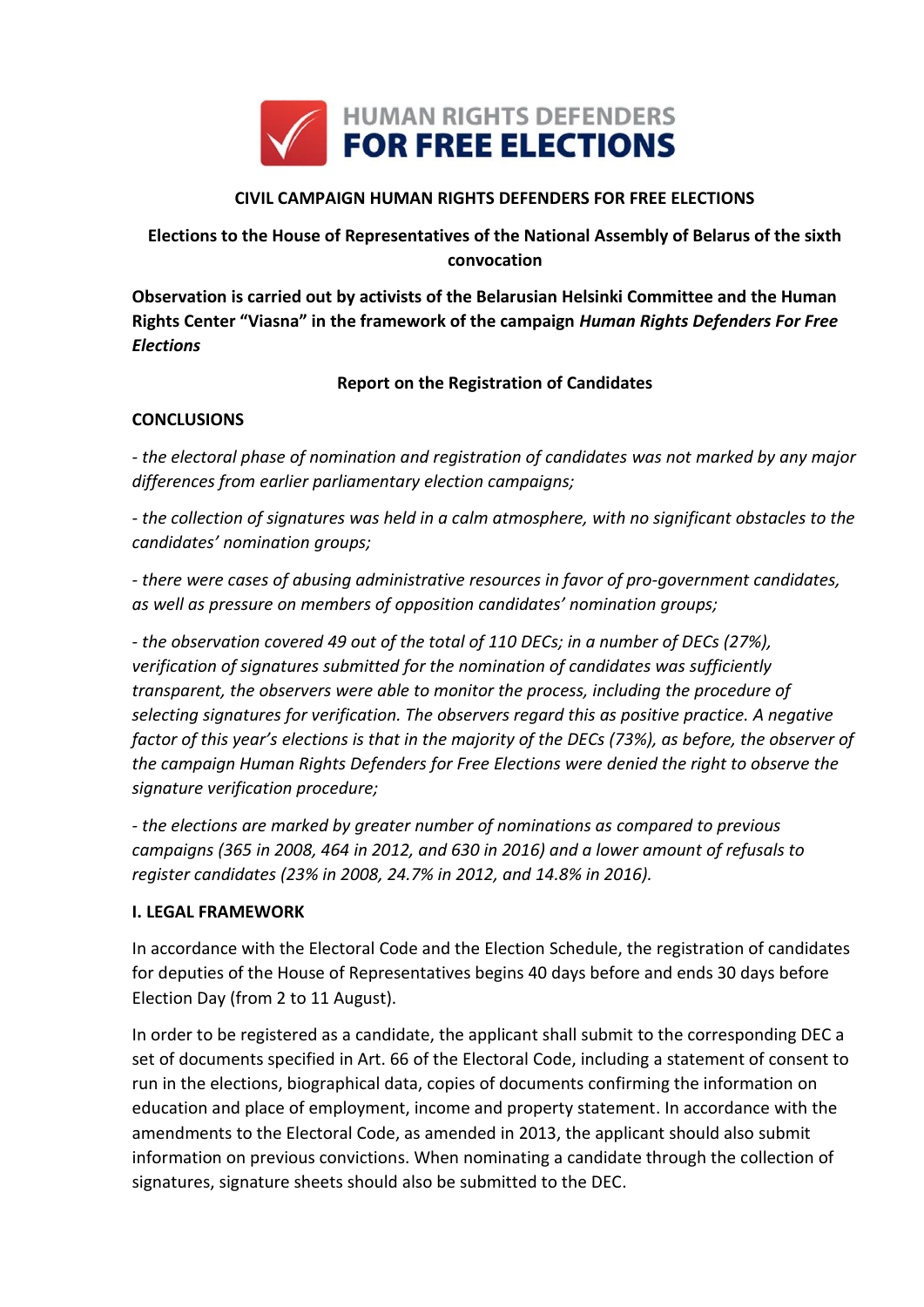**HUMAN RIGHTS DEFENDERS FOR FREE ELECTIONS**

**CIVIL CAMPAIGN HUMAN RIGHTS DEFENDERS FOR FREE ELECTIONS**

**Elections to the House of Representatives of the National Assembly of Belarus of the sixth convocation**

**Observation is carried out by activists of the Belarusian Helsinki Committee and the Human Rights Center "Viasna" in the framework of the campaign *Human Rights Defenders For Free Elections***

**Report on the Registration of Candidates**

**CONCLUSIONS**

*- the electoral phase of nomination and registration of candidates was not marked by any major differences from earlier parliamentary election campaigns;*

*- the collection of signatures was held in a calm atmosphere, with no significant obstacles to the candidates' nomination groups;*

*- there were cases of abusing administrative resources in favor of pro-government candidates, as well as pressure on members of opposition candidates' nomination groups;*

*- the observation covered 49 out of the total of 110 DECs; in a number of DECs (27%), verification of signatures submitted for the nomination of candidates was sufficiently transparent, the observers were able to monitor the process, including the procedure of selecting signatures for verification. The observers regard this as positive practice. A negative factor of this year's elections is that in the majority of the DECs (73%), as before, the observer of the campaign Human Rights Defenders for Free Elections were denied the right to observe the signature verification procedure;*

*- the elections are marked by greater number of nominations as compared to previous campaigns (365 in 2008, 464 in 2012, and 630 in 2016) and a lower amount of refusals to register candidates (23% in 2008, 24.7% in 2012, and 14.8% in 2016).*

**I. LEGAL FRAMEWORK**

In accordance with the Electoral Code and the Election Schedule, the registration of candidates for deputies of the House of Representatives begins 40 days before and ends 30 days before Election Day (from 2 to 11 August).

In order to be registered as a candidate, the applicant shall submit to the corresponding DEC a set of documents specified in Art. 66 of the Electoral Code, including a statement of consent to run in the elections, biographical data, copies of documents confirming the information on education and place of employment, income and property statement. In accordance with the amendments to the Electoral Code, as amended in 2013, the applicant should also submit information on previous convictions. When nominating a candidate through the collection of signatures, signature sheets should also be submitted to the DEC.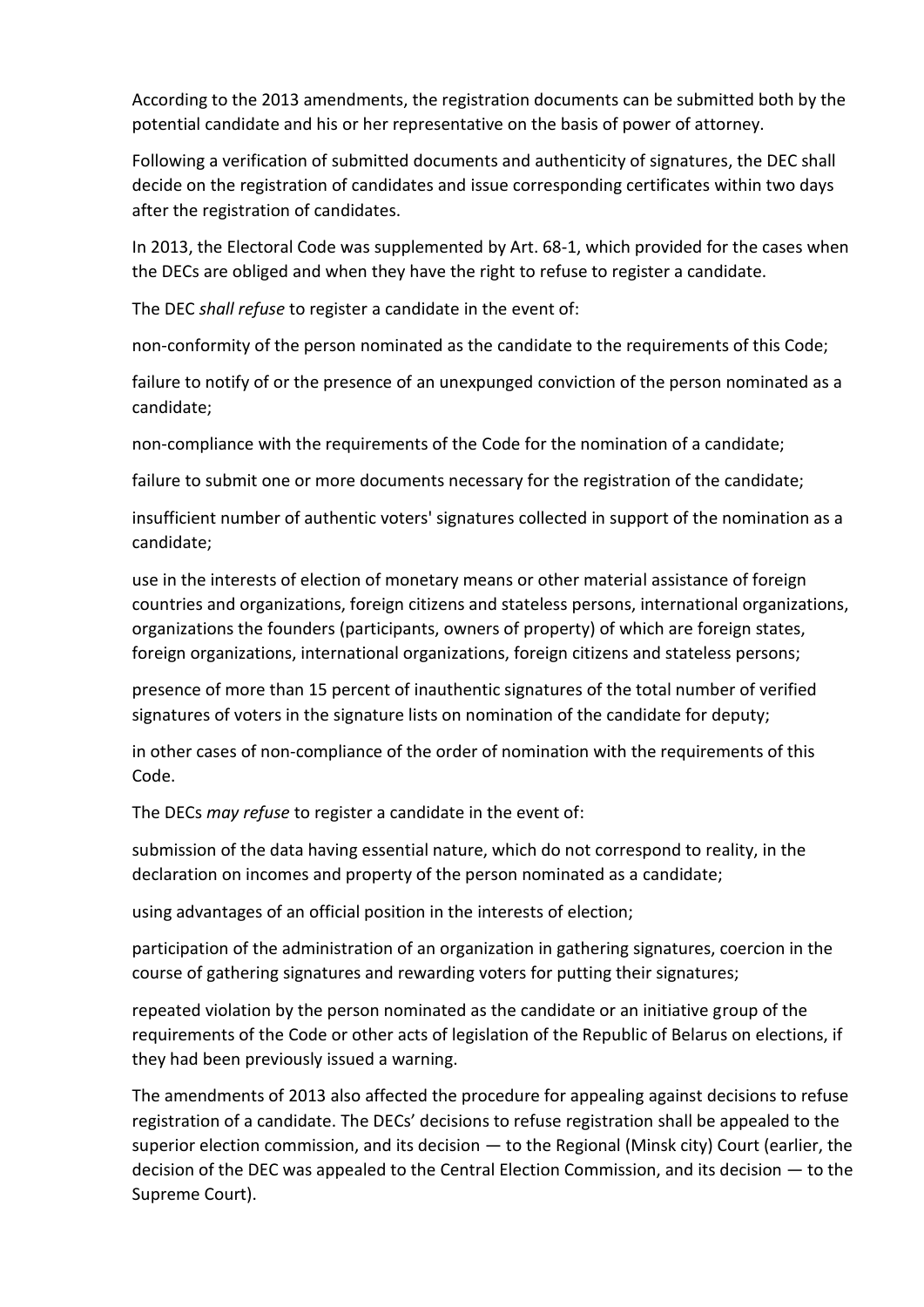According to the 2013 amendments, the registration documents can be submitted both by the potential candidate and his or her representative on the basis of power of attorney.

Following a verification of submitted documents and authenticity of signatures, the DEC shall decide on the registration of candidates and issue corresponding certificates within two days after the registration of candidates.

In 2013, the Electoral Code was supplemented by Art. 68-1, which provided for the cases when the DECs are obliged and when they have the right to refuse to register a candidate.

The DEC *shall refuse* to register a candidate in the event of:

non-conformity of the person nominated as the candidate to the requirements of this Code;

failure to notify of or the presence of an unexpunged conviction of the person nominated as a candidate;

non-compliance with the requirements of the Code for the nomination of a candidate;

failure to submit one or more documents necessary for the registration of the candidate;

insufficient number of authentic voters' signatures collected in support of the nomination as a candidate;

use in the interests of election of monetary means or other material assistance of foreign countries and organizations, foreign citizens and stateless persons, international organizations, organizations the founders (participants, owners of property) of which are foreign states, foreign organizations, international organizations, foreign citizens and stateless persons;

presence of more than 15 percent of inauthentic signatures of the total number of verified signatures of voters in the signature lists on nomination of the candidate for deputy;

in other cases of non-compliance of the order of nomination with the requirements of this Code.

The DECs *may refuse* to register a candidate in the event of:

submission of the data having essential nature, which do not correspond to reality, in the declaration on incomes and property of the person nominated as a candidate;

using advantages of an official position in the interests of election;

participation of the administration of an organization in gathering signatures, coercion in the course of gathering signatures and rewarding voters for putting their signatures;

repeated violation by the person nominated as the candidate or an initiative group of the requirements of the Code or other acts of legislation of the Republic of Belarus on elections, if they had been previously issued a warning.

The amendments of 2013 also affected the procedure for appealing against decisions to refuse registration of a candidate. The DECs' decisions to refuse registration shall be appealed to the superior election commission, and its decision — to the Regional (Minsk city) Court (earlier, the decision of the DEC was appealed to the Central Election Commission, and its decision — to the Supreme Court).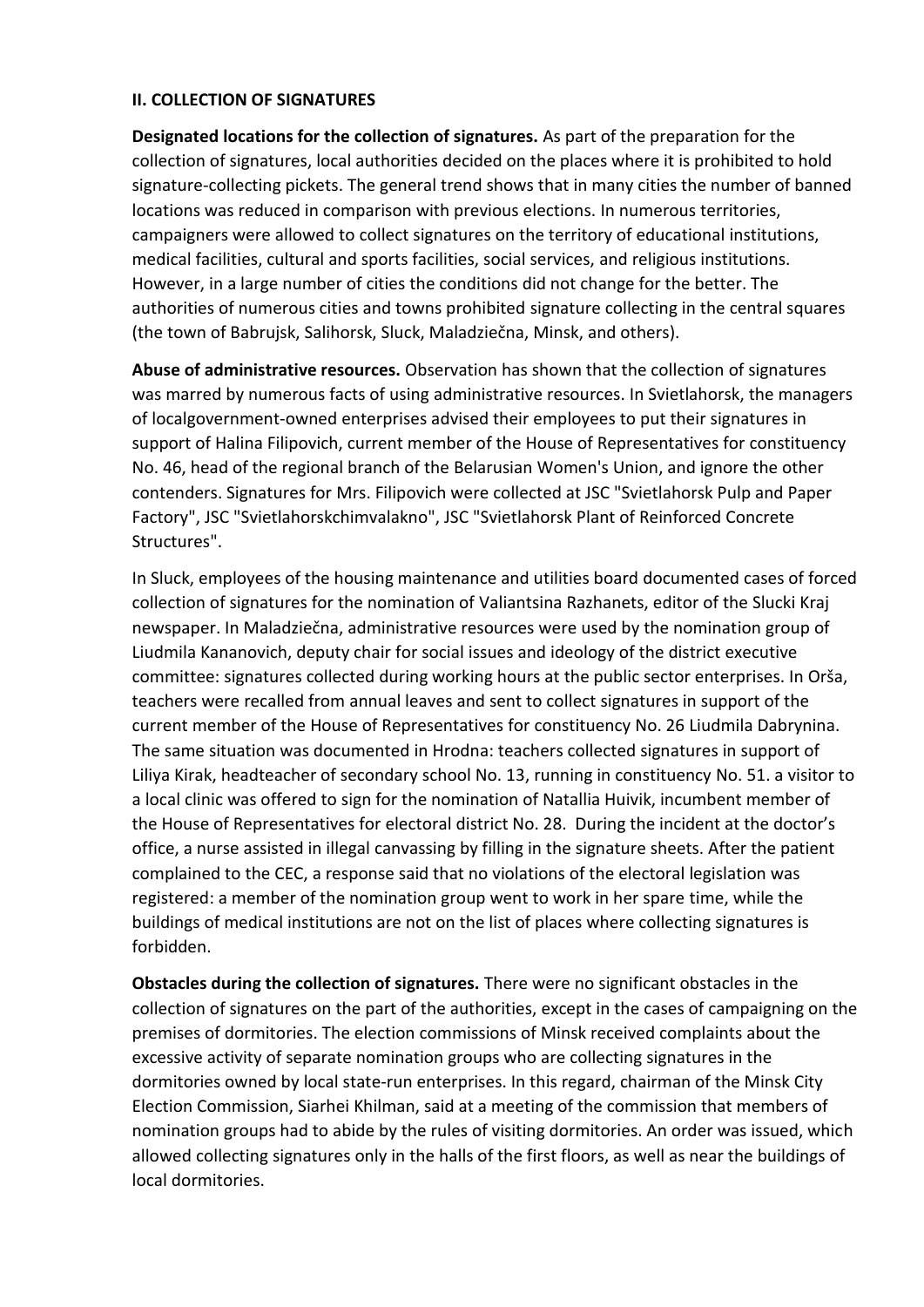## II. COLLECTION OF SIGNATURES

**Designated locations for the collection of signatures.** As part of the preparation for the collection of signatures, local authorities decided on the places where it is prohibited to hold signature-collecting pickets. The general trend shows that in many cities the number of banned locations was reduced in comparison with previous elections. In numerous territories, campaigners were allowed to collect signatures on the territory of educational institutions, medical facilities, cultural and sports facilities, social services, and religious institutions. However, in a large number of cities the conditions did not change for the better. The authorities of numerous cities and towns prohibited signature collecting in the central squares (the town of Babrujsk, Salihorsk, Sluck, Maladziečna, Minsk, and others).

**Abuse of administrative resources.** Observation has shown that the collection of signatures was marred by numerous facts of using administrative resources. In Svietlahorsk, the managers of localgovernment-owned enterprises advised their employees to put their signatures in support of Halina Filipovich, current member of the House of Representatives for constituency No. 46, head of the regional branch of the Belarusian Women's Union, and ignore the other contenders. Signatures for Mrs. Filipovich were collected at JSC "Svietlahorsk Pulp and Paper Factory", JSC "Svietlahorskchimvalakno", JSC "Svietlahorsk Plant of Reinforced Concrete Structures".

In Sluck, employees of the housing maintenance and utilities board documented cases of forced collection of signatures for the nomination of Valiantsina Razhanets, editor of the Slucki Kraj newspaper. In Maladziečna, administrative resources were used by the nomination group of Liudmila Kananovich, deputy chair for social issues and ideology of the district executive committee: signatures collected during working hours at the public sector enterprises. In Orša, teachers were recalled from annual leaves and sent to collect signatures in support of the current member of the House of Representatives for constituency No. 26 Liudmila Dabrynina. The same situation was documented in Hrodna: teachers collected signatures in support of Liliya Kirak, headteacher of secondary school No. 13, running in constituency No. 51. a visitor to a local clinic was offered to sign for the nomination of Natallia Huivik, incumbent member of the House of Representatives for electoral district No. 28. During the incident at the doctor's office, a nurse assisted in illegal canvassing by filling in the signature sheets. After the patient complained to the CEC, a response said that no violations of the electoral legislation was registered: a member of the nomination group went to work in her spare time, while the buildings of medical institutions are not on the list of places where collecting signatures is forbidden.

**Obstacles during the collection of signatures.** There were no significant obstacles in the collection of signatures on the part of the authorities, except in the cases of campaigning on the premises of dormitories. The election commissions of Minsk received complaints about the excessive activity of separate nomination groups who are collecting signatures in the dormitories owned by local state-run enterprises. In this regard, chairman of the Minsk City Election Commission, Siarhei Khilman, said at a meeting of the commission that members of nomination groups had to abide by the rules of visiting dormitories. An order was issued, which allowed collecting signatures only in the halls of the first floors, as well as near the buildings of local dormitories.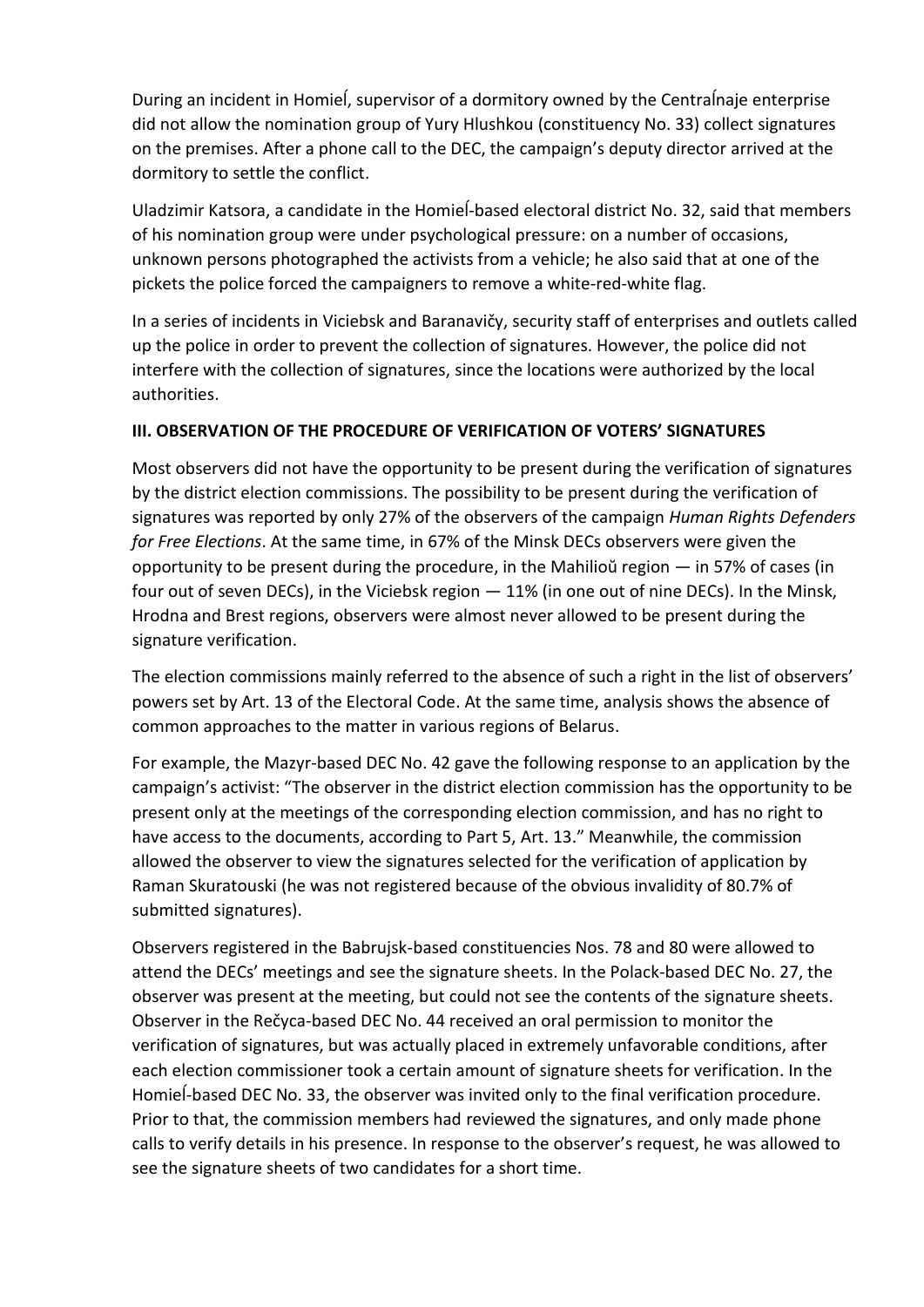During an incident in Homieĺ, supervisor of a dormitory owned by the Centraĺnaje enterprise did not allow the nomination group of Yury Hlushkou (constituency No. 33) collect signatures on the premises. After a phone call to the DEC, the campaign's deputy director arrived at the dormitory to settle the conflict.

Uladzimir Katsora, a candidate in the Homieĺ-based electoral district No. 32, said that members of his nomination group were under psychological pressure: on a number of occasions, unknown persons photographed the activists from a vehicle; he also said that at one of the pickets the police forced the campaigners to remove a white-red-white flag.

In a series of incidents in Viciebsk and Baranavičy, security staff of enterprises and outlets called up the police in order to prevent the collection of signatures. However, the police did not interfere with the collection of signatures, since the locations were authorized by the local authorities.

## III. OBSERVATION OF THE PROCEDURE OF VERIFICATION OF VOTERS' SIGNATURES

Most observers did not have the opportunity to be present during the verification of signatures by the district election commissions. The possibility to be present during the verification of signatures was reported by only 27% of the observers of the campaign *Human Rights Defenders for Free Elections*. At the same time, in 67% of the Minsk DECs observers were given the opportunity to be present during the procedure, in the Mahilioŭ region — in 57% of cases (in four out of seven DECs), in the Viciebsk region — 11% (in one out of nine DECs). In the Minsk, Hrodna and Brest regions, observers were almost never allowed to be present during the signature verification.

The election commissions mainly referred to the absence of such a right in the list of observers' powers set by Art. 13 of the Electoral Code. At the same time, analysis shows the absence of common approaches to the matter in various regions of Belarus.

For example, the Mazyr-based DEC No. 42 gave the following response to an application by the campaign's activist: "The observer in the district election commission has the opportunity to be present only at the meetings of the corresponding election commission, and has no right to have access to the documents, according to Part 5, Art. 13." Meanwhile, the commission allowed the observer to view the signatures selected for the verification of application by Raman Skuratouski (he was not registered because of the obvious invalidity of 80.7% of submitted signatures).

Observers registered in the Babrujsk-based constituencies Nos. 78 and 80 were allowed to attend the DECs' meetings and see the signature sheets. In the Polack-based DEC No. 27, the observer was present at the meeting, but could not see the contents of the signature sheets. Observer in the Rečyca-based DEC No. 44 received an oral permission to monitor the verification of signatures, but was actually placed in extremely unfavorable conditions, after each election commissioner took a certain amount of signature sheets for verification. In the Homieĺ-based DEC No. 33, the observer was invited only to the final verification procedure. Prior to that, the commission members had reviewed the signatures, and only made phone calls to verify details in his presence. In response to the observer's request, he was allowed to see the signature sheets of two candidates for a short time.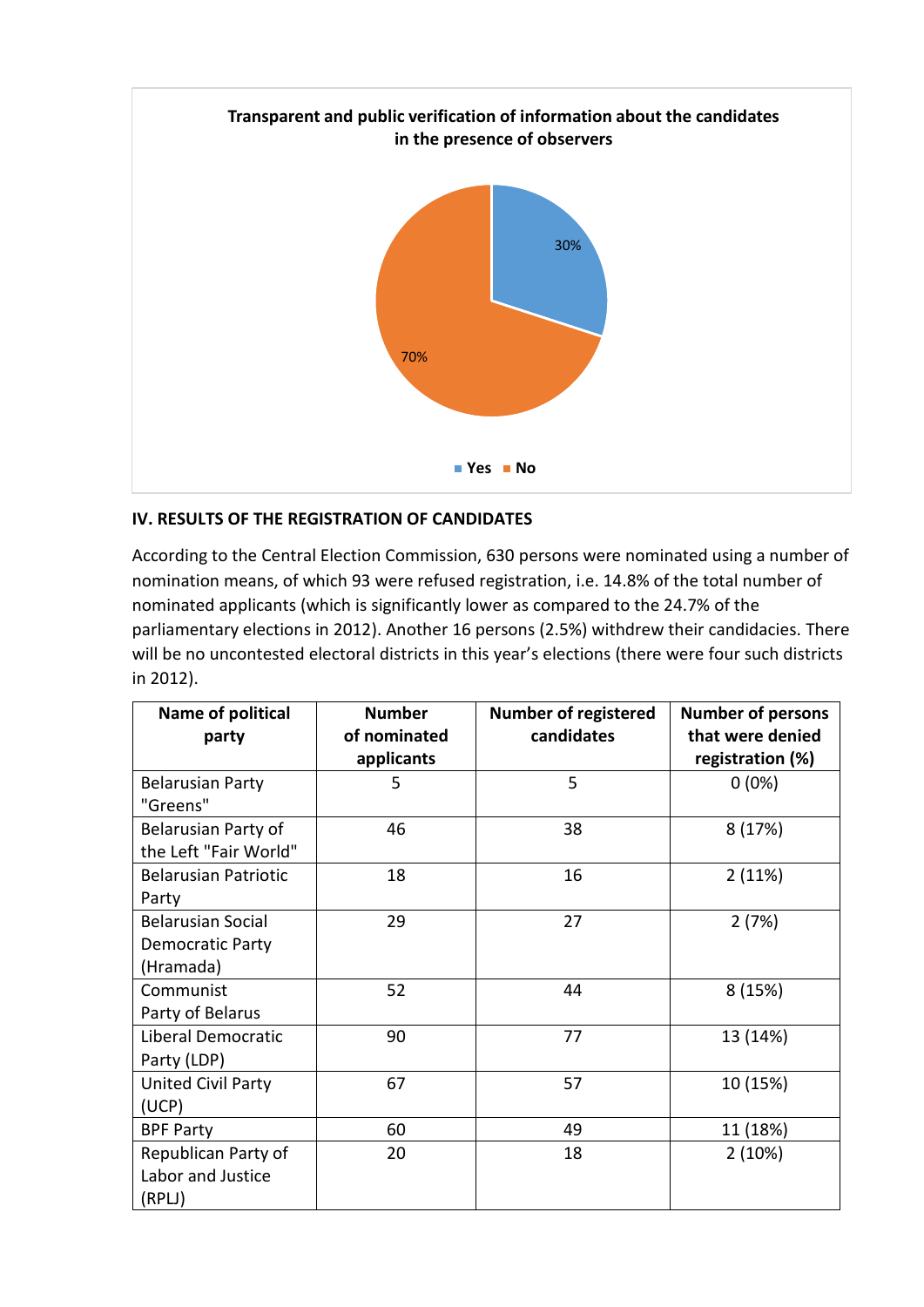**Transparent and public verification of information about the candidates in the presence of observers**

30%

70%

Yes No

**IV. RESULTS OF THE REGISTRATION OF CANDIDATES**

According to the Central Election Commission, 630 persons were nominated using a number of nomination means, of which 93 were refused registration, i.e. 14.8% of the total number of nominated applicants (which is significantly lower as compared to the 24.7% of the parliamentary elections in 2012). Another 16 persons (2.5%) withdrew their candidacies. There will be no uncontested electoral districts in this year's elections (there were four such districts in 2012).

| Name of political party | Number of nominated applicants | Number of registered candidates | Number of persons that were denied registration (%) |
|---|---|---|---|
| Belarusian Party "Greens" | 5 | 5 | 0 (0%) |
| Belarusian Party of the Left "Fair World" | 46 | 38 | 8 (17%) |
| Belarusian Patriotic Party | 18 | 16 | 2 (11%) |
| Belarusian Social Democratic Party (Hramada) | 29 | 27 | 2 (7%) |
| Communist Party of Belarus | 52 | 44 | 8 (15%) |
| Liberal Democratic Party (LDP) | 90 | 77 | 13 (14%) |
| United Civil Party (UCP) | 67 | 57 | 10 (15%) |
| BPF Party | 60 | 49 | 11 (18%) |
| Republican Party of Labor and Justice (RPLJ) | 20 | 18 | 2 (10%) |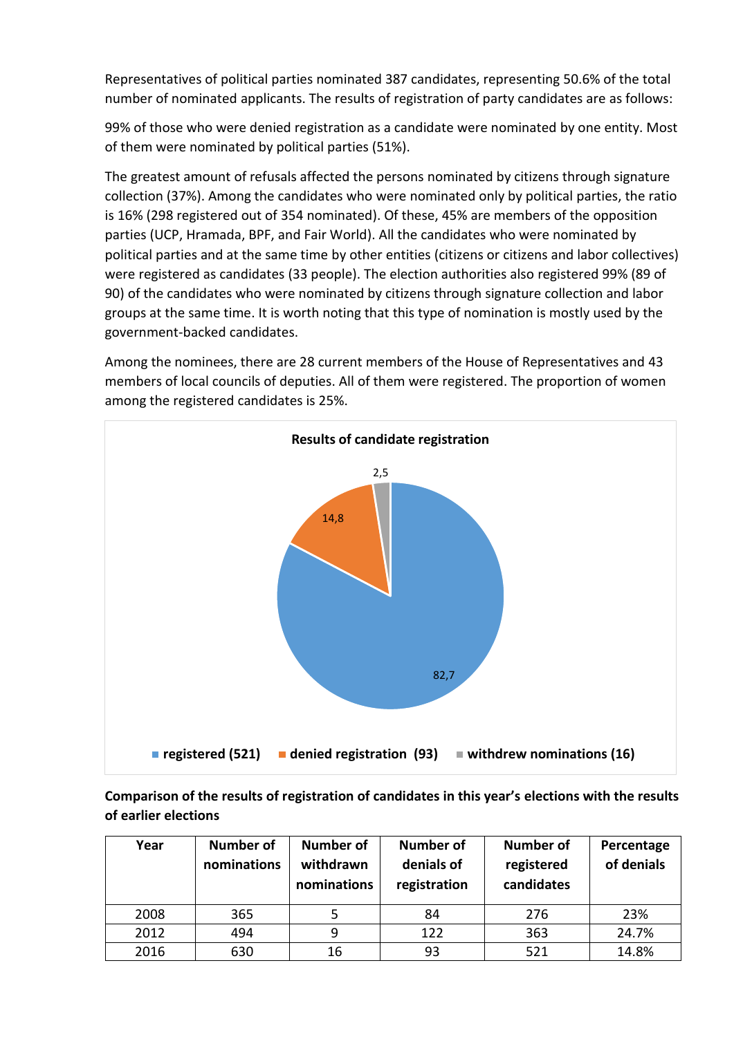Representatives of political parties nominated 387 candidates, representing 50.6% of the total number of nominated applicants. The results of registration of party candidates are as follows:

99% of those who were denied registration as a candidate were nominated by one entity. Most of them were nominated by political parties (51%).

The greatest amount of refusals affected the persons nominated by citizens through signature collection (37%). Among the candidates who were nominated only by political parties, the ratio is 16% (298 registered out of 354 nominated). Of these, 45% are members of the opposition parties (UCP, Hramada, BPF, and Fair World). All the candidates who were nominated by political parties and at the same time by other entities (citizens or citizens and labor collectives) were registered as candidates (33 people). The election authorities also registered 99% (89 of 90) of the candidates who were nominated by citizens through signature collection and labor groups at the same time. It is worth noting that this type of nomination is mostly used by the government-backed candidates.

Among the nominees, there are 28 current members of the House of Representatives and 43 members of local councils of deputies. All of them were registered. The proportion of women among the registered candidates is 25%.

**Results of candidate registration**

| Category | Percentage |
| --- | --- |
| registered (521) | 82,7 |
| denied registration (93) | 14,8 |
| withdrew nominations (16) | 2,5 |

**Comparison of the results of registration of candidates in this year's elections with the results of earlier elections**

| Year | Number of nominations | Number of withdrawn nominations | Number of denials of registration | Number of registered candidates | Percentage of denials |
| --- | --- | --- | --- | --- | --- |
| 2008 | 365 | 5 | 84 | 276 | 23% |
| 2012 | 494 | 9 | 122 | 363 | 24.7% |
| 2016 | 630 | 16 | 93 | 521 | 14.8% |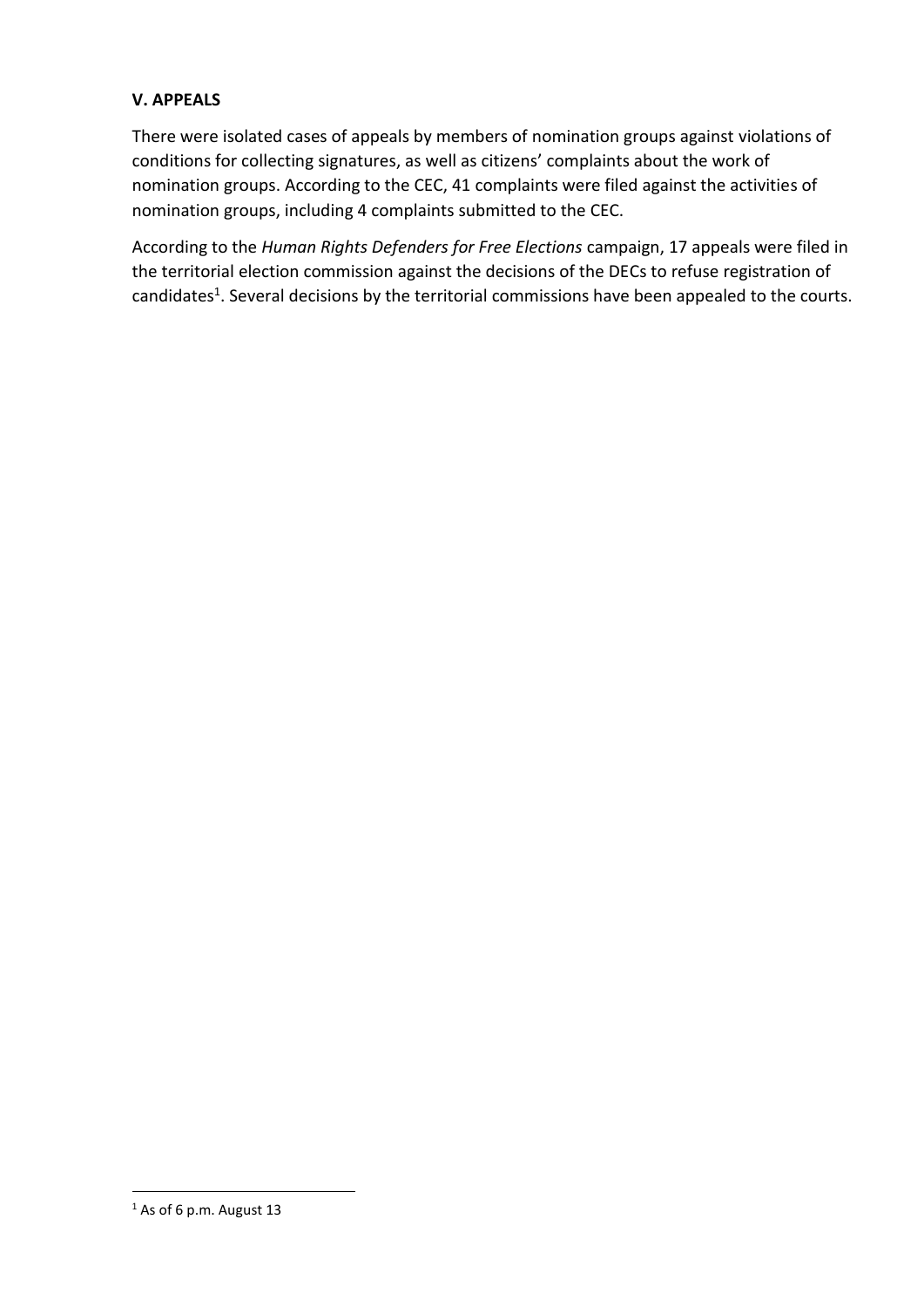## V. APPEALS

There were isolated cases of appeals by members of nomination groups against violations of conditions for collecting signatures, as well as citizens' complaints about the work of nomination groups. According to the CEC, 41 complaints were filed against the activities of nomination groups, including 4 complaints submitted to the CEC.

According to the *Human Rights Defenders for Free Elections* campaign, 17 appeals were filed in the territorial election commission against the decisions of the DECs to refuse registration of candidates[1]. Several decisions by the territorial commissions have been appealed to the courts.

[1] As of 6 p.m. August 13